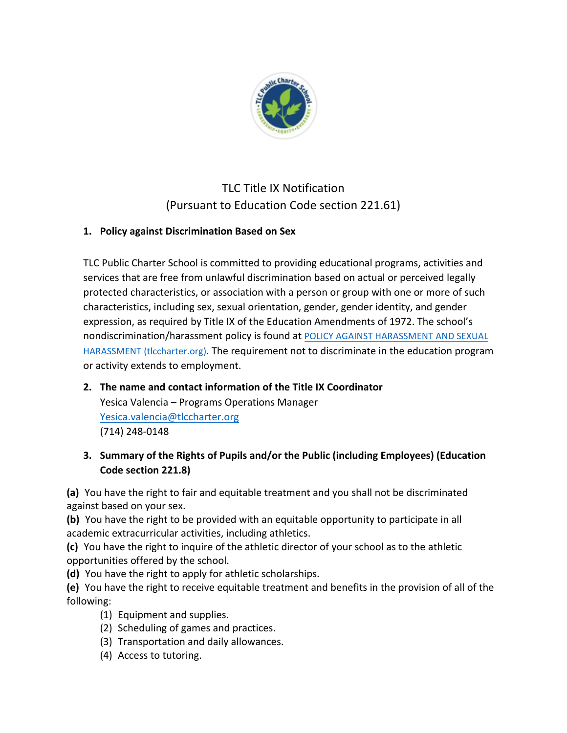# TLC Title IX Notification
(Pursuant to Education Code section 221.61)

## 1. Policy against Discrimination Based on Sex

TLC Public Charter School is committed to providing educational programs, activities and services that are free from unlawful discrimination based on actual or perceived legally protected characteristics, or association with a person or group with one or more of such characteristics, including sex, sexual orientation, gender, gender identity, and gender expression, as required by Title IX of the Education Amendments of 1972. The school's nondiscrimination/harassment policy is found at [POLICY AGAINST HARASSMENT AND SEXUAL HARASSMENT (tlccharter.org)](). The requirement not to discriminate in the education program or activity extends to employment.

## 2. The name and contact information of the Title IX Coordinator

Yesica Valencia – Programs Operations Manager
Yesica.valencia@tlccharter.org
(714) 248-0148

## 3. Summary of the Rights of Pupils and/or the Public (including Employees) (Education Code section 221.8)

**(a)** You have the right to fair and equitable treatment and you shall not be discriminated against based on your sex.
**(b)** You have the right to be provided with an equitable opportunity to participate in all academic extracurricular activities, including athletics.
**(c)** You have the right to inquire of the athletic director of your school as to the athletic opportunities offered by the school.
**(d)** You have the right to apply for athletic scholarships.
**(e)** You have the right to receive equitable treatment and benefits in the provision of all of the following:

(1) Equipment and supplies.
(2) Scheduling of games and practices.
(3) Transportation and daily allowances.
(4) Access to tutoring.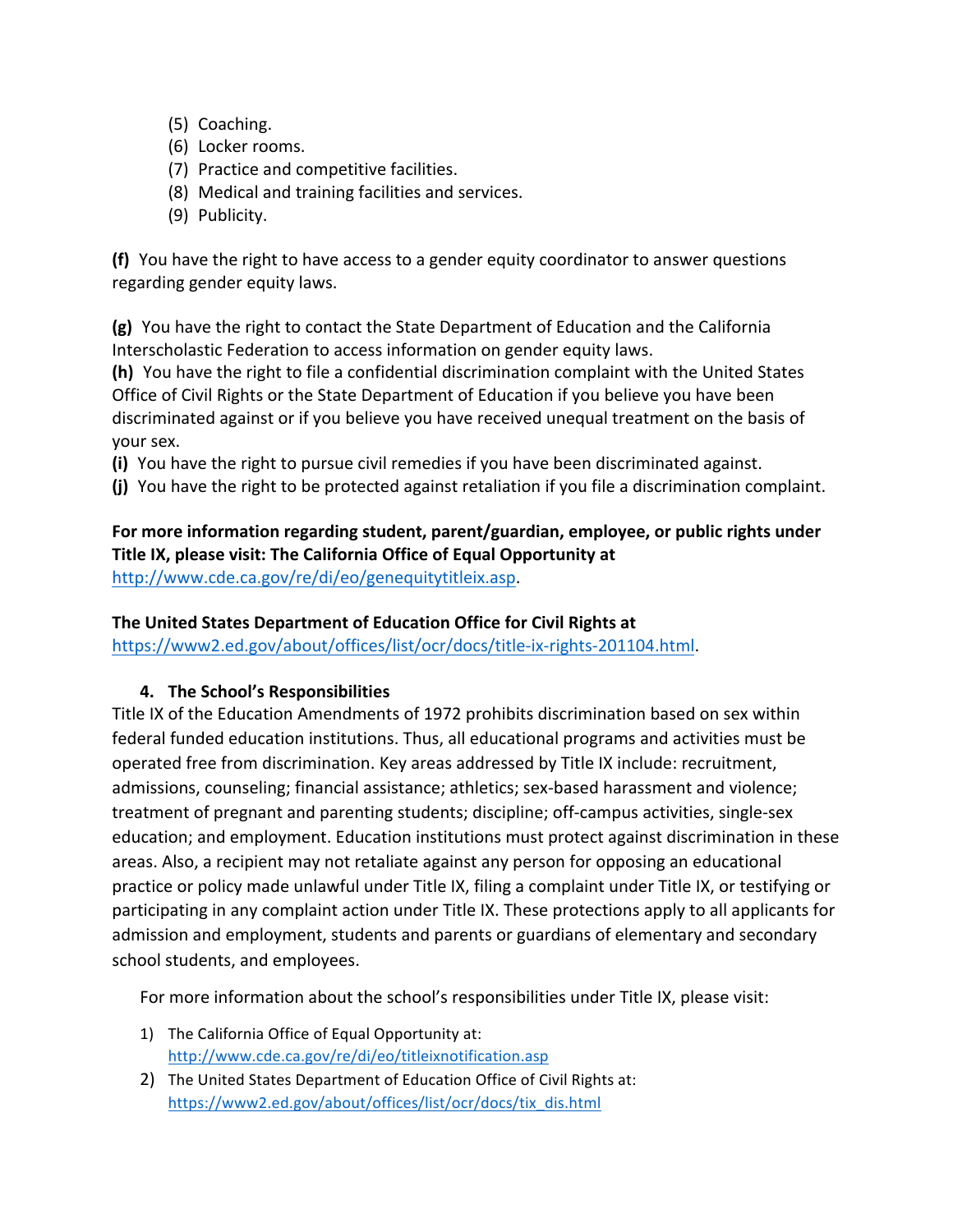(5) Coaching.
(6) Locker rooms.
(7) Practice and competitive facilities.
(8) Medical and training facilities and services.
(9) Publicity.

**(f)** You have the right to have access to a gender equity coordinator to answer questions regarding gender equity laws.

**(g)** You have the right to contact the State Department of Education and the California Interscholastic Federation to access information on gender equity laws.

**(h)** You have the right to file a confidential discrimination complaint with the United States Office of Civil Rights or the State Department of Education if you believe you have been discriminated against or if you believe you have received unequal treatment on the basis of your sex.

**(i)** You have the right to pursue civil remedies if you have been discriminated against.

**(j)** You have the right to be protected against retaliation if you file a discrimination complaint.

**For more information regarding student, parent/guardian, employee, or public rights under Title IX, please visit: The California Office of Equal Opportunity at** [http://www.cde.ca.gov/re/di/eo/genequitytitleix.asp](http://www.cde.ca.gov/re/di/eo/genequitytitleix.asp).

**The United States Department of Education Office for Civil Rights at** [https://www2.ed.gov/about/offices/list/ocr/docs/title-ix-rights-201104.html](https://www2.ed.gov/about/offices/list/ocr/docs/title-ix-rights-201104.html).

## 4. The School's Responsibilities

Title IX of the Education Amendments of 1972 prohibits discrimination based on sex within federal funded education institutions. Thus, all educational programs and activities must be operated free from discrimination. Key areas addressed by Title IX include: recruitment, admissions, counseling; financial assistance; athletics; sex-based harassment and violence; treatment of pregnant and parenting students; discipline; off-campus activities, single-sex education; and employment. Education institutions must protect against discrimination in these areas. Also, a recipient may not retaliate against any person for opposing an educational practice or policy made unlawful under Title IX, filing a complaint under Title IX, or testifying or participating in any complaint action under Title IX. These protections apply to all applicants for admission and employment, students and parents or guardians of elementary and secondary school students, and employees.

For more information about the school's responsibilities under Title IX, please visit:

1) The California Office of Equal Opportunity at: [http://www.cde.ca.gov/re/di/eo/titleixnotification.asp](http://www.cde.ca.gov/re/di/eo/titleixnotification.asp)
2) The United States Department of Education Office of Civil Rights at: [https://www2.ed.gov/about/offices/list/ocr/docs/tix_dis.html](https://www2.ed.gov/about/offices/list/ocr/docs/tix_dis.html)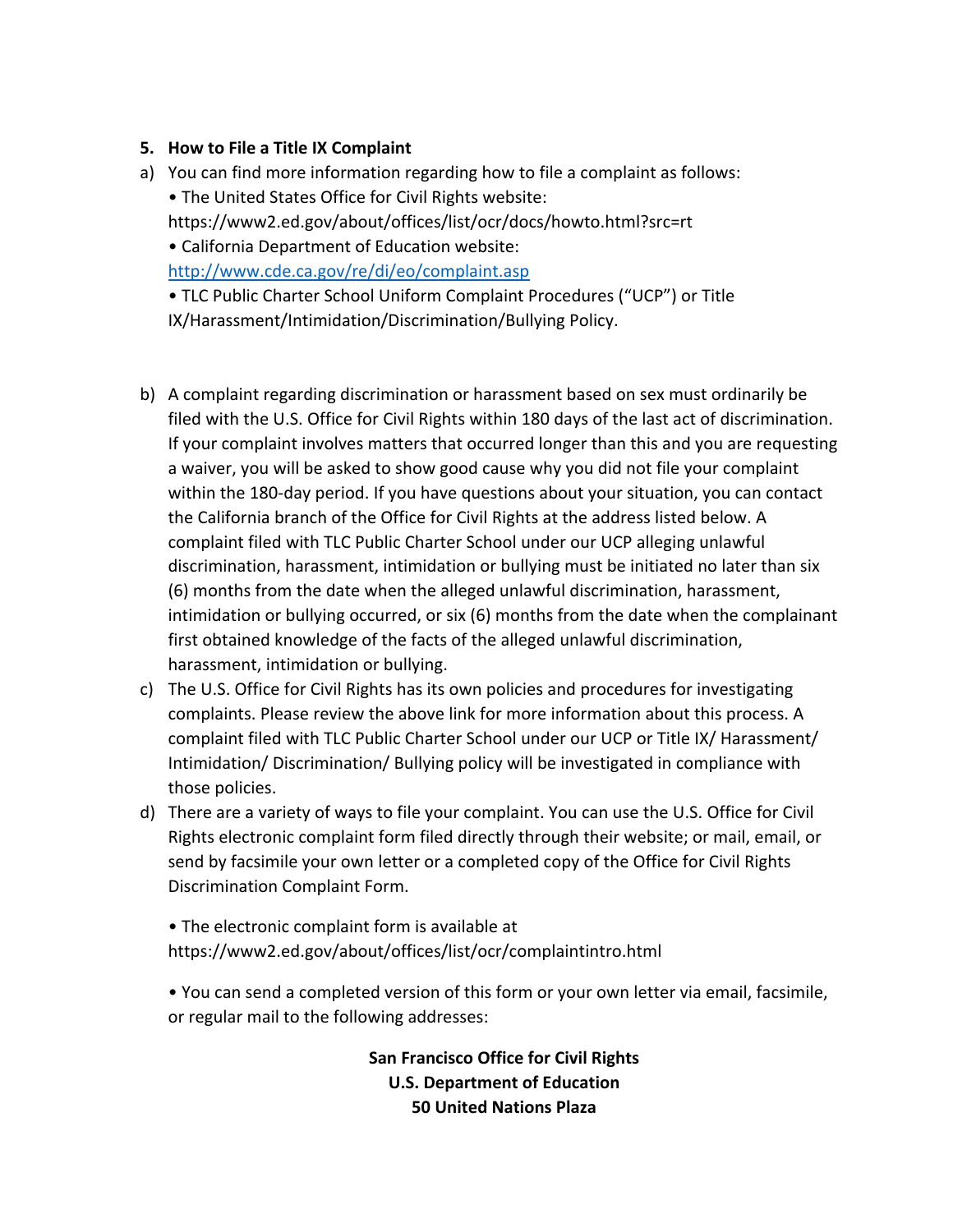### 5. How to File a Title IX Complaint

a) You can find more information regarding how to file a complaint as follows:
   - The United States Office for Civil Rights website: https://www2.ed.gov/about/offices/list/ocr/docs/howto.html?src=rt
   - California Department of Education website: [http://www.cde.ca.gov/re/di/eo/complaint.asp](http://www.cde.ca.gov/re/di/eo/complaint.asp)
   - TLC Public Charter School Uniform Complaint Procedures ("UCP") or Title IX/Harassment/Intimidation/Discrimination/Bullying Policy.

b) A complaint regarding discrimination or harassment based on sex must ordinarily be filed with the U.S. Office for Civil Rights within 180 days of the last act of discrimination. If your complaint involves matters that occurred longer than this and you are requesting a waiver, you will be asked to show good cause why you did not file your complaint within the 180-day period. If you have questions about your situation, you can contact the California branch of the Office for Civil Rights at the address listed below. A complaint filed with TLC Public Charter School under our UCP alleging unlawful discrimination, harassment, intimidation or bullying must be initiated no later than six (6) months from the date when the alleged unlawful discrimination, harassment, intimidation or bullying occurred, or six (6) months from the date when the complainant first obtained knowledge of the facts of the alleged unlawful discrimination, harassment, intimidation or bullying.

c) The U.S. Office for Civil Rights has its own policies and procedures for investigating complaints. Please review the above link for more information about this process. A complaint filed with TLC Public Charter School under our UCP or Title IX/ Harassment/ Intimidation/ Discrimination/ Bullying policy will be investigated in compliance with those policies.

d) There are a variety of ways to file your complaint. You can use the U.S. Office for Civil Rights electronic complaint form filed directly through their website; or mail, email, or send by facsimile your own letter or a completed copy of the Office for Civil Rights Discrimination Complaint Form.

   - The electronic complaint form is available at https://www2.ed.gov/about/offices/list/ocr/complaintintro.html

   - You can send a completed version of this form or your own letter via email, facsimile, or regular mail to the following addresses:

**San Francisco Office for Civil Rights**
**U.S. Department of Education**
**50 United Nations Plaza**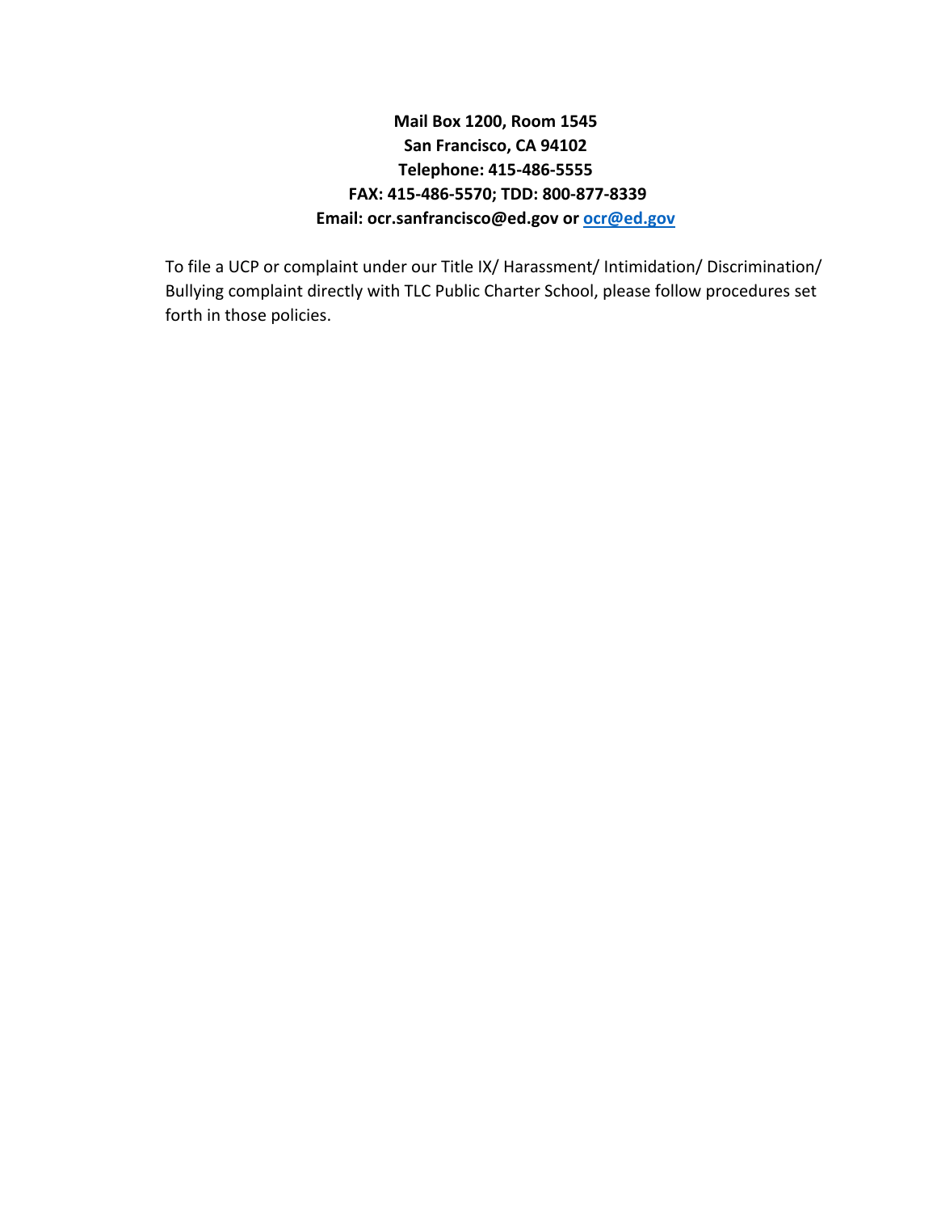**Mail Box 1200, Room 1545**
**San Francisco, CA 94102**
**Telephone: 415-486-5555**
**FAX: 415-486-5570; TDD: 800-877-8339**
**Email: ocr.sanfrancisco@ed.gov or ocr@ed.gov**

To file a UCP or complaint under our Title IX/ Harassment/ Intimidation/ Discrimination/ Bullying complaint directly with TLC Public Charter School, please follow procedures set forth in those policies.